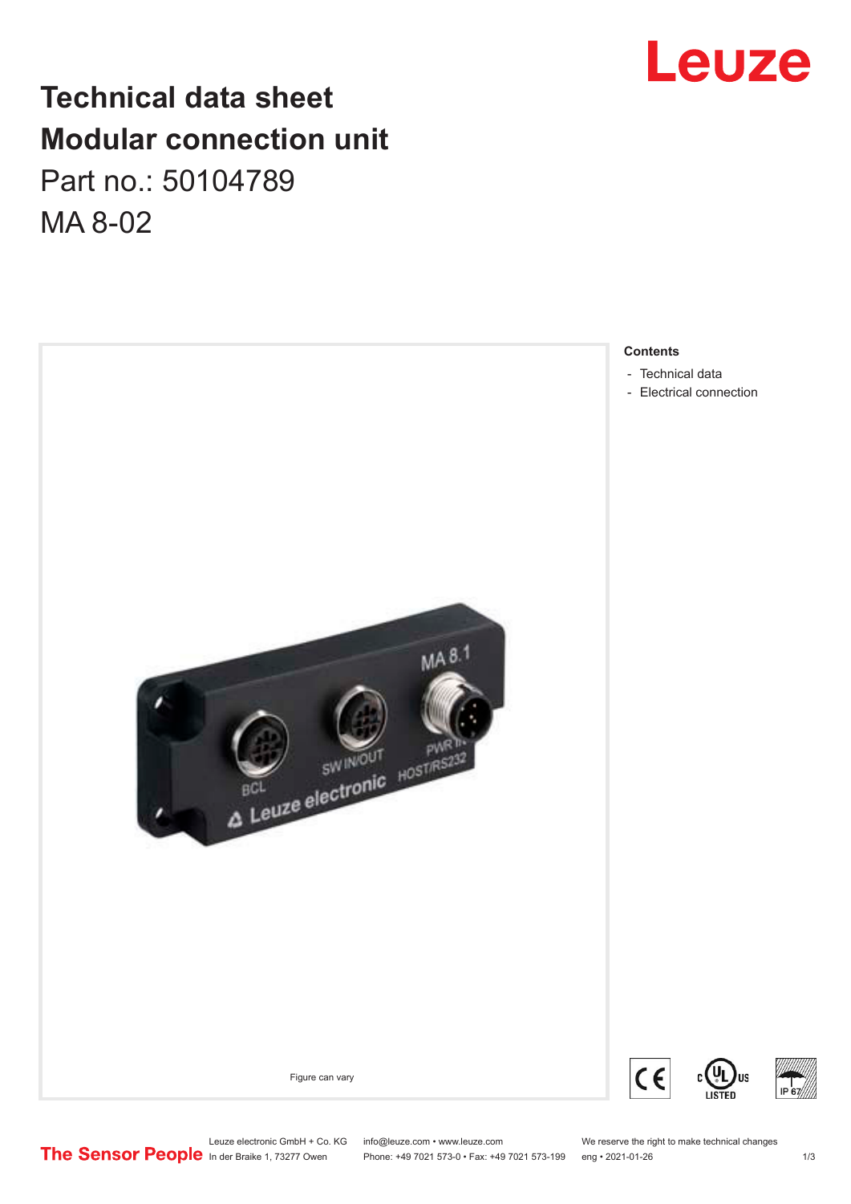# Technical data sheet
# Modular connection unit

Part no.: 50104789

MA 8-02

Figure can vary

**Contents**

- Technical data
- Electrical connection

Leuze electronic GmbH + Co. KG
In der Braike 1, 73277 Owen

info@leuze.com • www.leuze.com
Phone: +49 7021 573-0 • Fax: +49 7021 573-199

We reserve the right to make technical changes
eng • 2021-01-26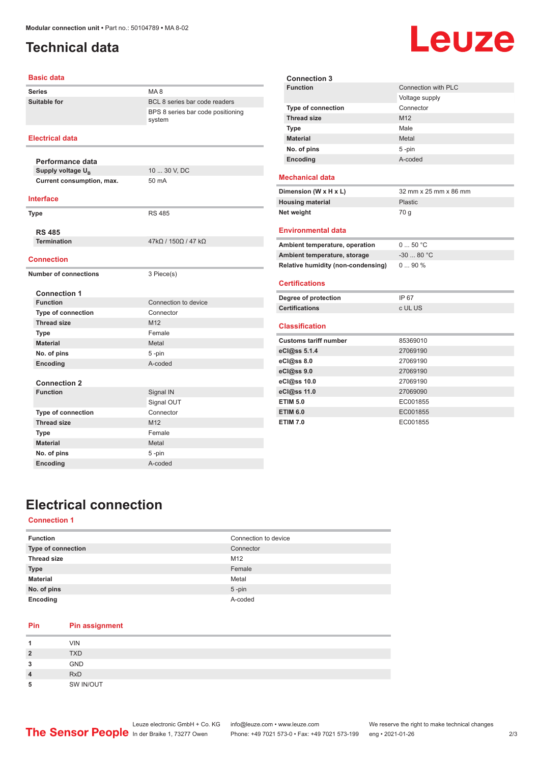Modular connection unit • Part no.: 50104789 • MA 8-02

# Technical data

## Basic data

| | |
|---|---|
| Series | MA 8 |
| Suitable for | BCL 8 series bar code readers |
| | BPS 8 series bar code positioning system |

## Electrical data

### Performance data

| | |
|---|---|
| Supply voltage $U_B$ | 10 ... 30 V, DC |
| Current consumption, max. | 50 mA |

## Interface

| | |
|---|---|
| Type | RS 485 |

### RS 485

| | |
|---|---|
| Termination | 47kΩ / 150Ω / 47 kΩ |

## Connection

| | |
|---|---|
| Number of connections | 3 Piece(s) |

### Connection 1

| | |
|---|---|
| Function | Connection to device |
| Type of connection | Connector |
| Thread size | M12 |
| Type | Female |
| Material | Metal |
| No. of pins | 5 -pin |
| Encoding | A-coded |

### Connection 2

| | |
|---|---|
| Function | Signal IN |
| | Signal OUT |
| Type of connection | Connector |
| Thread size | M12 |
| Type | Female |
| Material | Metal |
| No. of pins | 5 -pin |
| Encoding | A-coded |

### Connection 3

| | |
|---|---|
| Function | Connection with PLC |
| | Voltage supply |
| Type of connection | Connector |
| Thread size | M12 |
| Type | Male |
| Material | Metal |
| No. of pins | 5 -pin |
| Encoding | A-coded |

## Mechanical data

| | |
|---|---|
| Dimension (W x H x L) | 32 mm x 25 mm x 86 mm |
| Housing material | Plastic |
| Net weight | 70 g |

## Environmental data

| | |
|---|---|
| Ambient temperature, operation | 0 ... 50 °C |
| Ambient temperature, storage | -30 ... 80 °C |
| Relative humidity (non-condensing) | 0 ... 90 % |

## Certifications

| | |
|---|---|
| Degree of protection | IP 67 |
| Certifications | c UL US |

## Classification

| | |
|---|---|
| Customs tariff number | 85369010 |
| eCl@ss 5.1.4 | 27069190 |
| eCl@ss 8.0 | 27069190 |
| eCl@ss 9.0 | 27069190 |
| eCl@ss 10.0 | 27069190 |
| eCl@ss 11.0 | 27069090 |
| ETIM 5.0 | EC001855 |
| ETIM 6.0 | EC001855 |
| ETIM 7.0 | EC001855 |

# Electrical connection

## Connection 1

| | |
|---|---|
| Function | Connection to device |
| Type of connection | Connector |
| Thread size | M12 |
| Type | Female |
| Material | Metal |
| No. of pins | 5 -pin |
| Encoding | A-coded |

| Pin | Pin assignment |
|---|---|
| 1 | VIN |
| 2 | TXD |
| 3 | GND |
| 4 | RxD |
| 5 | SW IN/OUT |

The Sensor People

Leuze electronic GmbH + Co. KG
In der Braike 1, 73277 Owen

info@leuze.com • www.leuze.com
Phone: +49 7021 573-0 • Fax: +49 7021 573-199

We reserve the right to make technical changes
eng • 2021-01-26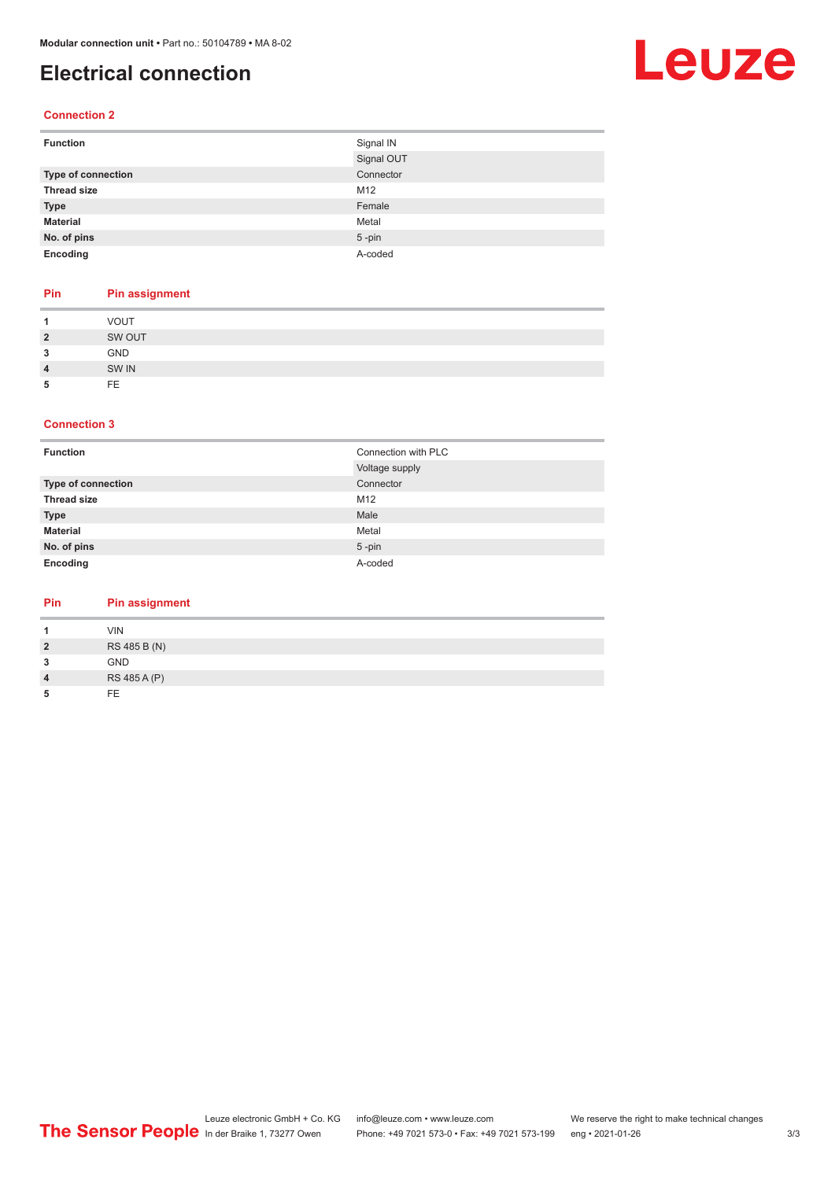# Electrical connection

### Connection 2

| | |
|---|---|
| **Function** | Signal IN |
| | Signal OUT |
| **Type of connection** | Connector |
| **Thread size** | M12 |
| **Type** | Female |
| **Material** | Metal |
| **No. of pins** | 5 -pin |
| **Encoding** | A-coded |

| Pin | Pin assignment |
|---|---|
| **1** | VOUT |
| **2** | SW OUT |
| **3** | GND |
| **4** | SW IN |
| **5** | FE |

### Connection 3

| | |
|---|---|
| **Function** | Connection with PLC |
| | Voltage supply |
| **Type of connection** | Connector |
| **Thread size** | M12 |
| **Type** | Male |
| **Material** | Metal |
| **No. of pins** | 5 -pin |
| **Encoding** | A-coded |

| Pin | Pin assignment |
|---|---|
| **1** | VIN |
| **2** | RS 485 B (N) |
| **3** | GND |
| **4** | RS 485 A (P) |
| **5** | FE |